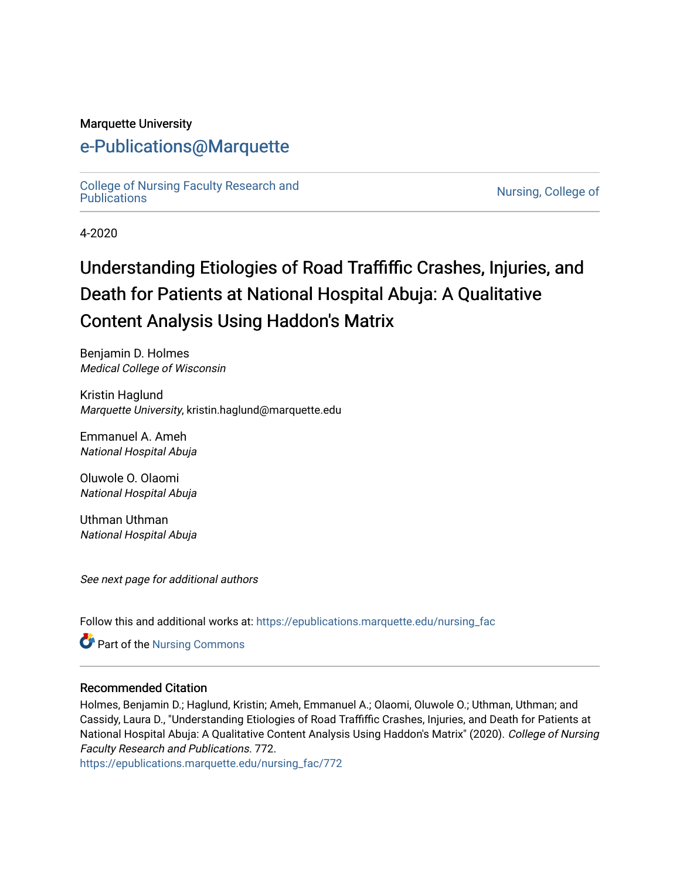Marquette University

# e-Publications@Marquette

College of Nursing Faculty Research and Publications

Nursing, College of

4-2020

# Understanding Etiologies of Road Traffiffic Crashes, Injuries, and Death for Patients at National Hospital Abuja: A Qualitative Content Analysis Using Haddon's Matrix

Benjamin D. Holmes
*Medical College of Wisconsin*

Kristin Haglund
*Marquette University*, kristin.haglund@marquette.edu

Emmanuel A. Ameh
*National Hospital Abuja*

Oluwole O. Olaomi
*National Hospital Abuja*

Uthman Uthman
*National Hospital Abuja*

*See next page for additional authors*

Follow this and additional works at: https://epublications.marquette.edu/nursing_fac

Part of the Nursing Commons

## Recommended Citation

Holmes, Benjamin D.; Haglund, Kristin; Ameh, Emmanuel A.; Olaomi, Oluwole O.; Uthman, Uthman; and Cassidy, Laura D., "Understanding Etiologies of Road Traffiffic Crashes, Injuries, and Death for Patients at National Hospital Abuja: A Qualitative Content Analysis Using Haddon's Matrix" (2020). *College of Nursing Faculty Research and Publications*. 772.
https://epublications.marquette.edu/nursing_fac/772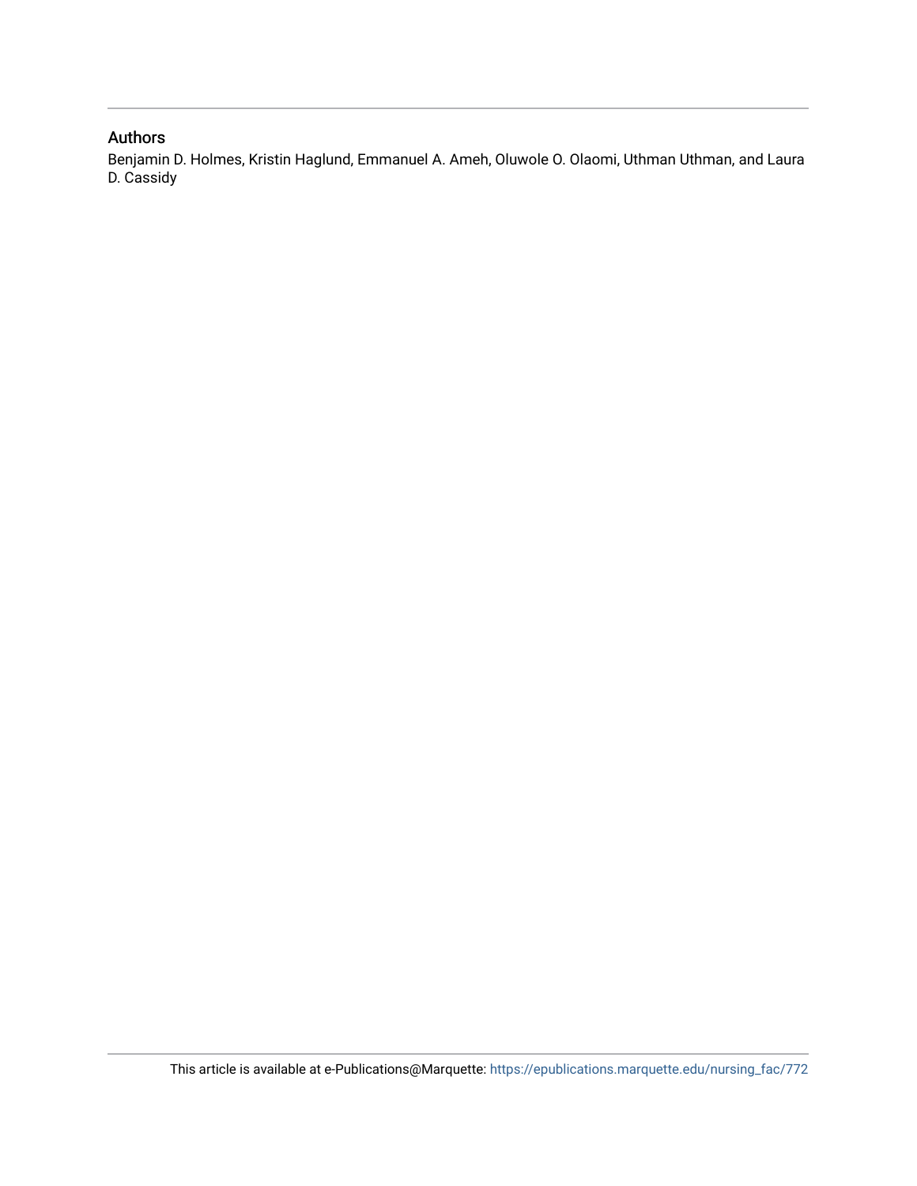## Authors

Benjamin D. Holmes, Kristin Haglund, Emmanuel A. Ameh, Oluwole O. Olaomi, Uthman Uthman, and Laura D. Cassidy

This article is available at e-Publications@Marquette: https://epublications.marquette.edu/nursing_fac/772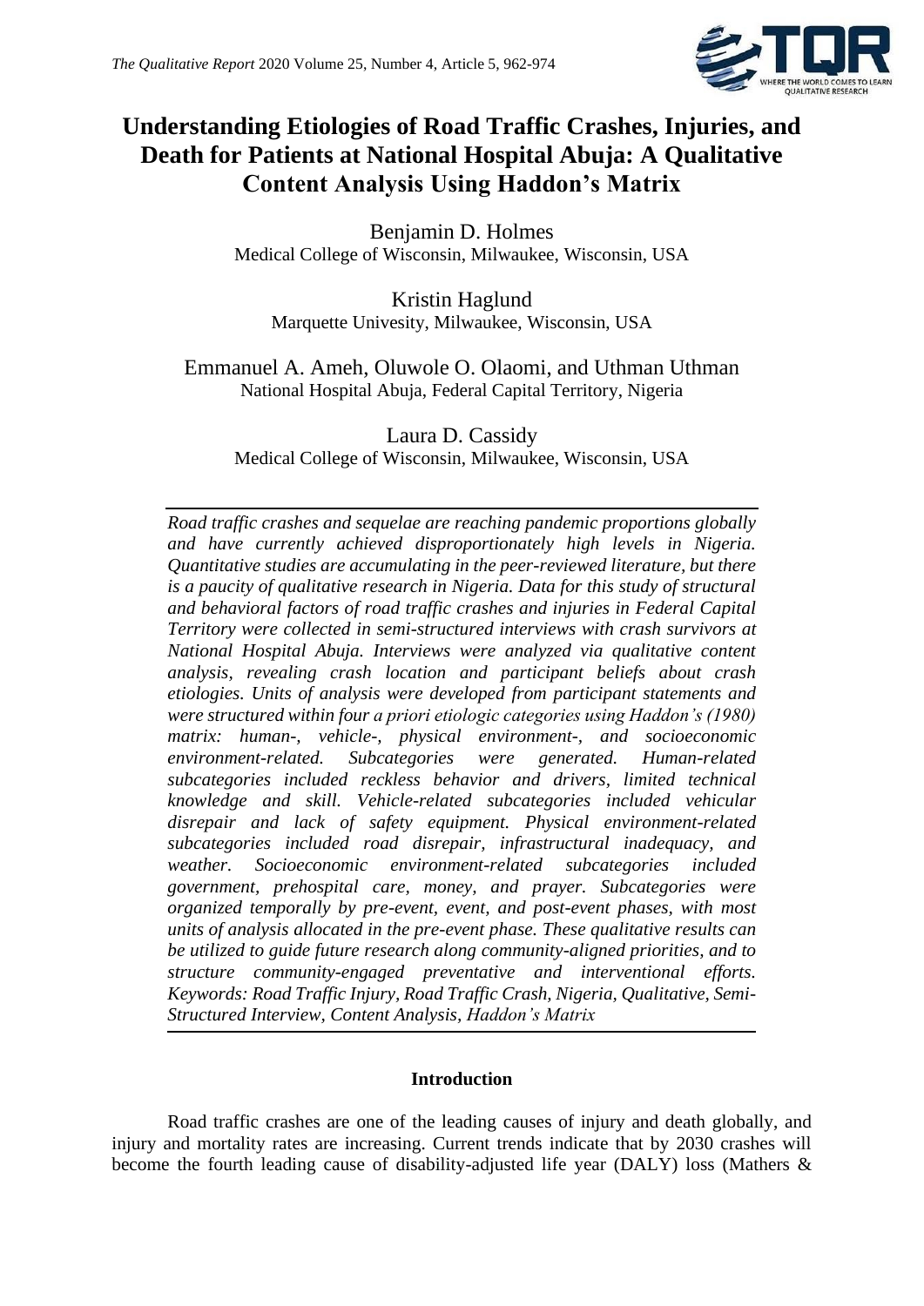# Understanding Etiologies of Road Traffic Crashes, Injuries, and Death for Patients at National Hospital Abuja: A Qualitative Content Analysis Using Haddon's Matrix

Benjamin D. Holmes
Medical College of Wisconsin, Milwaukee, Wisconsin, USA

Kristin Haglund
Marquette Univesity, Milwaukee, Wisconsin, USA

Emmanuel A. Ameh, Oluwole O. Olaomi, and Uthman Uthman
National Hospital Abuja, Federal Capital Territory, Nigeria

Laura D. Cassidy
Medical College of Wisconsin, Milwaukee, Wisconsin, USA

*Road traffic crashes and sequelae are reaching pandemic proportions globally and have currently achieved disproportionately high levels in Nigeria. Quantitative studies are accumulating in the peer-reviewed literature, but there is a paucity of qualitative research in Nigeria. Data for this study of structural and behavioral factors of road traffic crashes and injuries in Federal Capital Territory were collected in semi-structured interviews with crash survivors at National Hospital Abuja. Interviews were analyzed via qualitative content analysis, revealing crash location and participant beliefs about crash etiologies. Units of analysis were developed from participant statements and were structured within four a priori etiologic categories using Haddon's (1980) matrix: human-, vehicle-, physical environment-, and socioeconomic environment-related. Subcategories were generated. Human-related subcategories included reckless behavior and drivers, limited technical knowledge and skill. Vehicle-related subcategories included vehicular disrepair and lack of safety equipment. Physical environment-related subcategories included road disrepair, infrastructural inadequacy, and weather. Socioeconomic environment-related subcategories included government, prehospital care, money, and prayer. Subcategories were organized temporally by pre-event, event, and post-event phases, with most units of analysis allocated in the pre-event phase. These qualitative results can be utilized to guide future research along community-aligned priorities, and to structure community-engaged preventative and interventional efforts. Keywords: Road Traffic Injury, Road Traffic Crash, Nigeria, Qualitative, Semi-Structured Interview, Content Analysis, Haddon's Matrix*

## Introduction

Road traffic crashes are one of the leading causes of injury and death globally, and injury and mortality rates are increasing. Current trends indicate that by 2030 crashes will become the fourth leading cause of disability-adjusted life year (DALY) loss (Mathers &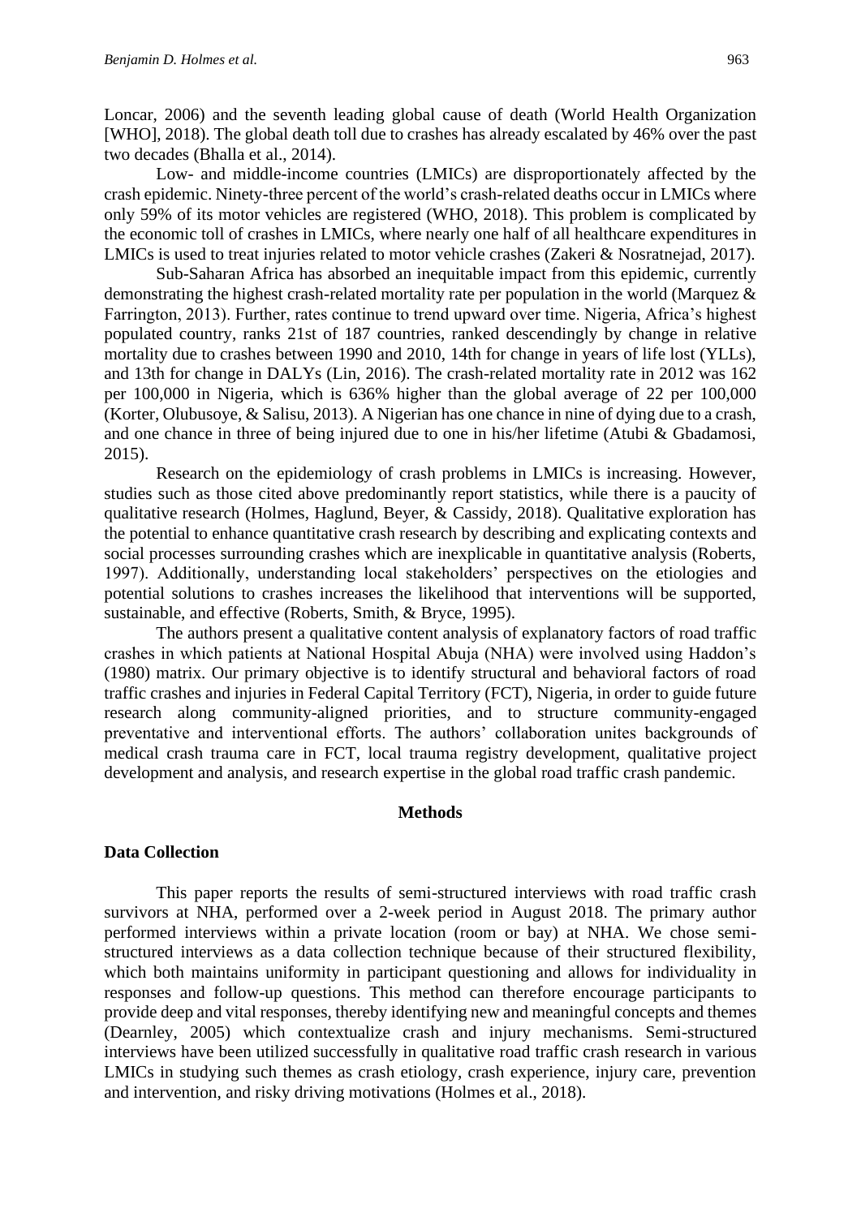Loncar, 2006) and the seventh leading global cause of death (World Health Organization [WHO], 2018). The global death toll due to crashes has already escalated by 46% over the past two decades (Bhalla et al., 2014).

Low- and middle-income countries (LMICs) are disproportionately affected by the crash epidemic. Ninety-three percent of the world's crash-related deaths occur in LMICs where only 59% of its motor vehicles are registered (WHO, 2018). This problem is complicated by the economic toll of crashes in LMICs, where nearly one half of all healthcare expenditures in LMICs is used to treat injuries related to motor vehicle crashes (Zakeri & Nosratnejad, 2017).

Sub-Saharan Africa has absorbed an inequitable impact from this epidemic, currently demonstrating the highest crash-related mortality rate per population in the world (Marquez & Farrington, 2013). Further, rates continue to trend upward over time. Nigeria, Africa's highest populated country, ranks 21st of 187 countries, ranked descendingly by change in relative mortality due to crashes between 1990 and 2010, 14th for change in years of life lost (YLLs), and 13th for change in DALYs (Lin, 2016). The crash-related mortality rate in 2012 was 162 per 100,000 in Nigeria, which is 636% higher than the global average of 22 per 100,000 (Korter, Olubusoye, & Salisu, 2013). A Nigerian has one chance in nine of dying due to a crash, and one chance in three of being injured due to one in his/her lifetime (Atubi & Gbadamosi, 2015).

Research on the epidemiology of crash problems in LMICs is increasing. However, studies such as those cited above predominantly report statistics, while there is a paucity of qualitative research (Holmes, Haglund, Beyer, & Cassidy, 2018). Qualitative exploration has the potential to enhance quantitative crash research by describing and explicating contexts and social processes surrounding crashes which are inexplicable in quantitative analysis (Roberts, 1997). Additionally, understanding local stakeholders' perspectives on the etiologies and potential solutions to crashes increases the likelihood that interventions will be supported, sustainable, and effective (Roberts, Smith, & Bryce, 1995).

The authors present a qualitative content analysis of explanatory factors of road traffic crashes in which patients at National Hospital Abuja (NHA) were involved using Haddon's (1980) matrix. Our primary objective is to identify structural and behavioral factors of road traffic crashes and injuries in Federal Capital Territory (FCT), Nigeria, in order to guide future research along community-aligned priorities, and to structure community-engaged preventative and interventional efforts. The authors' collaboration unites backgrounds of medical crash trauma care in FCT, local trauma registry development, qualitative project development and analysis, and research expertise in the global road traffic crash pandemic.

## Methods

### Data Collection

This paper reports the results of semi-structured interviews with road traffic crash survivors at NHA, performed over a 2-week period in August 2018. The primary author performed interviews within a private location (room or bay) at NHA. We chose semi-structured interviews as a data collection technique because of their structured flexibility, which both maintains uniformity in participant questioning and allows for individuality in responses and follow-up questions. This method can therefore encourage participants to provide deep and vital responses, thereby identifying new and meaningful concepts and themes (Dearnley, 2005) which contextualize crash and injury mechanisms. Semi-structured interviews have been utilized successfully in qualitative road traffic crash research in various LMICs in studying such themes as crash etiology, crash experience, injury care, prevention and intervention, and risky driving motivations (Holmes et al., 2018).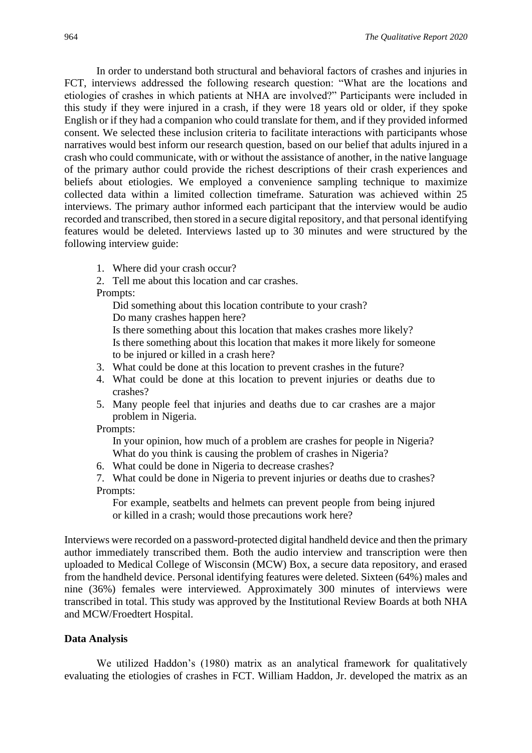In order to understand both structural and behavioral factors of crashes and injuries in FCT, interviews addressed the following research question: "What are the locations and etiologies of crashes in which patients at NHA are involved?" Participants were included in this study if they were injured in a crash, if they were 18 years old or older, if they spoke English or if they had a companion who could translate for them, and if they provided informed consent. We selected these inclusion criteria to facilitate interactions with participants whose narratives would best inform our research question, based on our belief that adults injured in a crash who could communicate, with or without the assistance of another, in the native language of the primary author could provide the richest descriptions of their crash experiences and beliefs about etiologies. We employed a convenience sampling technique to maximize collected data within a limited collection timeframe. Saturation was achieved within 25 interviews. The primary author informed each participant that the interview would be audio recorded and transcribed, then stored in a secure digital repository, and that personal identifying features would be deleted. Interviews lasted up to 30 minutes and were structured by the following interview guide:

1. Where did your crash occur?
2. Tell me about this location and car crashes.

   Prompts:

   Did something about this location contribute to your crash?

   Do many crashes happen here?

   Is there something about this location that makes crashes more likely?

   Is there something about this location that makes it more likely for someone to be injured or killed in a crash here?
3. What could be done at this location to prevent crashes in the future?
4. What could be done at this location to prevent injuries or deaths due to crashes?
5. Many people feel that injuries and deaths due to car crashes are a major problem in Nigeria.

   Prompts:

   In your opinion, how much of a problem are crashes for people in Nigeria?

   What do you think is causing the problem of crashes in Nigeria?
6. What could be done in Nigeria to decrease crashes?
7. What could be done in Nigeria to prevent injuries or deaths due to crashes?

   Prompts:

   For example, seatbelts and helmets can prevent people from being injured or killed in a crash; would those precautions work here?

Interviews were recorded on a password-protected digital handheld device and then the primary author immediately transcribed them. Both the audio interview and transcription were then uploaded to Medical College of Wisconsin (MCW) Box, a secure data repository, and erased from the handheld device. Personal identifying features were deleted. Sixteen (64%) males and nine (36%) females were interviewed. Approximately 300 minutes of interviews were transcribed in total. This study was approved by the Institutional Review Boards at both NHA and MCW/Froedtert Hospital.

## Data Analysis

We utilized Haddon's (1980) matrix as an analytical framework for qualitatively evaluating the etiologies of crashes in FCT. William Haddon, Jr. developed the matrix as an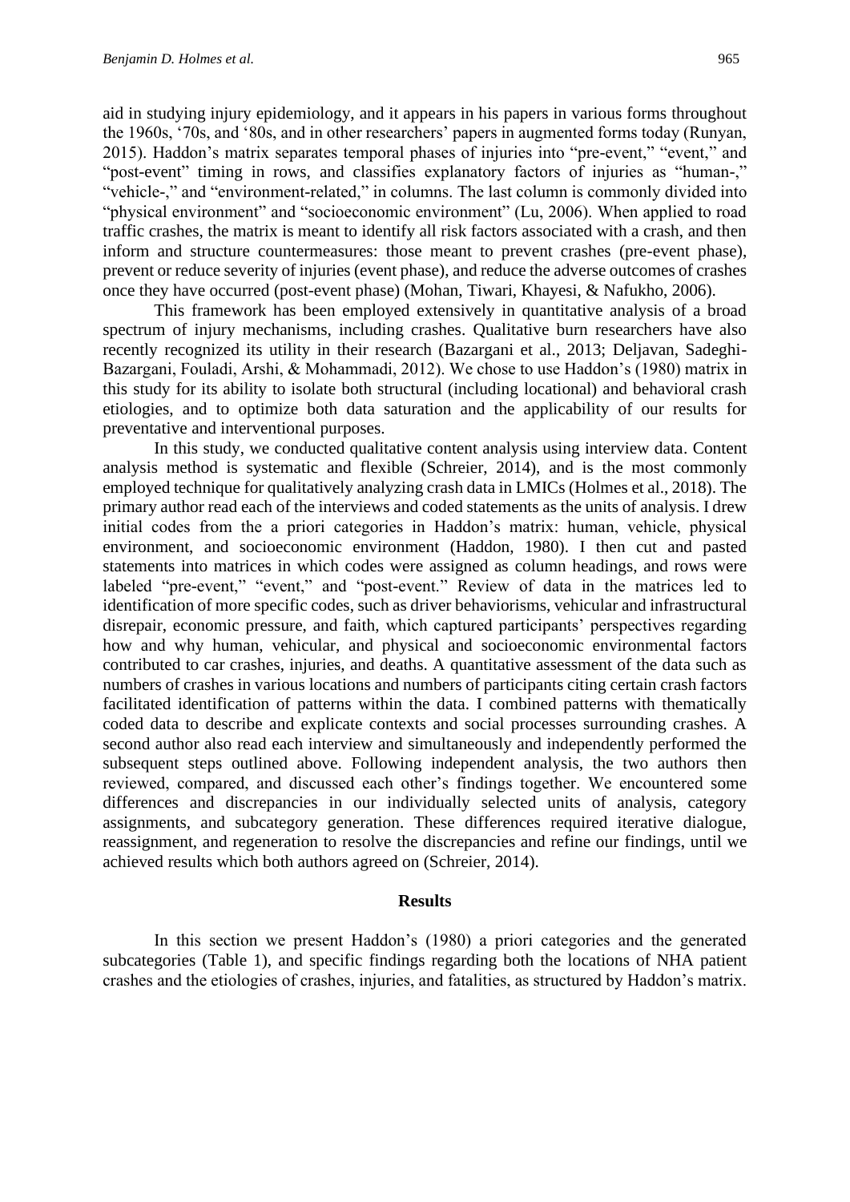aid in studying injury epidemiology, and it appears in his papers in various forms throughout the 1960s, '70s, and '80s, and in other researchers' papers in augmented forms today (Runyan, 2015). Haddon's matrix separates temporal phases of injuries into "pre-event," "event," and "post-event" timing in rows, and classifies explanatory factors of injuries as "human-," "vehicle-," and "environment-related," in columns. The last column is commonly divided into "physical environment" and "socioeconomic environment" (Lu, 2006). When applied to road traffic crashes, the matrix is meant to identify all risk factors associated with a crash, and then inform and structure countermeasures: those meant to prevent crashes (pre-event phase), prevent or reduce severity of injuries (event phase), and reduce the adverse outcomes of crashes once they have occurred (post-event phase) (Mohan, Tiwari, Khayesi, & Nafukho, 2006).

This framework has been employed extensively in quantitative analysis of a broad spectrum of injury mechanisms, including crashes. Qualitative burn researchers have also recently recognized its utility in their research (Bazargani et al., 2013; Deljavan, Sadeghi-Bazargani, Fouladi, Arshi, & Mohammadi, 2012). We chose to use Haddon's (1980) matrix in this study for its ability to isolate both structural (including locational) and behavioral crash etiologies, and to optimize both data saturation and the applicability of our results for preventative and interventional purposes.

In this study, we conducted qualitative content analysis using interview data. Content analysis method is systematic and flexible (Schreier, 2014), and is the most commonly employed technique for qualitatively analyzing crash data in LMICs (Holmes et al., 2018). The primary author read each of the interviews and coded statements as the units of analysis. I drew initial codes from the a priori categories in Haddon's matrix: human, vehicle, physical environment, and socioeconomic environment (Haddon, 1980). I then cut and pasted statements into matrices in which codes were assigned as column headings, and rows were labeled "pre-event," "event," and "post-event." Review of data in the matrices led to identification of more specific codes, such as driver behaviorisms, vehicular and infrastructural disrepair, economic pressure, and faith, which captured participants' perspectives regarding how and why human, vehicular, and physical and socioeconomic environmental factors contributed to car crashes, injuries, and deaths. A quantitative assessment of the data such as numbers of crashes in various locations and numbers of participants citing certain crash factors facilitated identification of patterns within the data. I combined patterns with thematically coded data to describe and explicate contexts and social processes surrounding crashes. A second author also read each interview and simultaneously and independently performed the subsequent steps outlined above. Following independent analysis, the two authors then reviewed, compared, and discussed each other's findings together. We encountered some differences and discrepancies in our individually selected units of analysis, category assignments, and subcategory generation. These differences required iterative dialogue, reassignment, and regeneration to resolve the discrepancies and refine our findings, until we achieved results which both authors agreed on (Schreier, 2014).

## Results

In this section we present Haddon's (1980) a priori categories and the generated subcategories (Table 1), and specific findings regarding both the locations of NHA patient crashes and the etiologies of crashes, injuries, and fatalities, as structured by Haddon's matrix.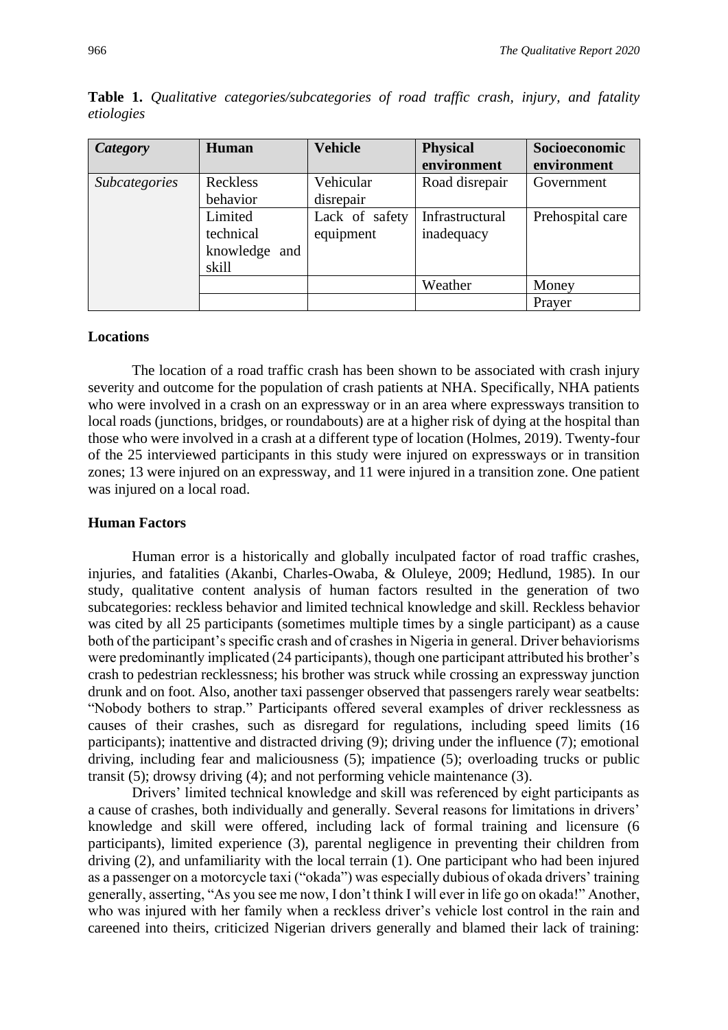**Table 1.** *Qualitative categories/subcategories of road traffic crash, injury, and fatality etiologies*

| *Category* | **Human** | **Vehicle** | **Physical environment** | **Socioeconomic environment** |
|---|---|---|---|---|
| *Subcategories* | Reckless behavior | Vehicular disrepair | Road disrepair | Government |
| | Limited technical knowledge and skill | Lack of safety equipment | Infrastructural inadequacy | Prehospital care |
| | | | Weather | Money |
| | | | | Prayer |

### Locations

The location of a road traffic crash has been shown to be associated with crash injury severity and outcome for the population of crash patients at NHA. Specifically, NHA patients who were involved in a crash on an expressway or in an area where expressways transition to local roads (junctions, bridges, or roundabouts) are at a higher risk of dying at the hospital than those who were involved in a crash at a different type of location (Holmes, 2019). Twenty-four of the 25 interviewed participants in this study were injured on expressways or in transition zones; 13 were injured on an expressway, and 11 were injured in a transition zone. One patient was injured on a local road.

### Human Factors

Human error is a historically and globally inculpated factor of road traffic crashes, injuries, and fatalities (Akanbi, Charles-Owaba, & Oluleye, 2009; Hedlund, 1985). In our study, qualitative content analysis of human factors resulted in the generation of two subcategories: reckless behavior and limited technical knowledge and skill. Reckless behavior was cited by all 25 participants (sometimes multiple times by a single participant) as a cause both of the participant's specific crash and of crashes in Nigeria in general. Driver behaviorisms were predominantly implicated (24 participants), though one participant attributed his brother's crash to pedestrian recklessness; his brother was struck while crossing an expressway junction drunk and on foot. Also, another taxi passenger observed that passengers rarely wear seatbelts: "Nobody bothers to strap." Participants offered several examples of driver recklessness as causes of their crashes, such as disregard for regulations, including speed limits (16 participants); inattentive and distracted driving (9); driving under the influence (7); emotional driving, including fear and maliciousness (5); impatience (5); overloading trucks or public transit (5); drowsy driving (4); and not performing vehicle maintenance (3).

Drivers' limited technical knowledge and skill was referenced by eight participants as a cause of crashes, both individually and generally. Several reasons for limitations in drivers' knowledge and skill were offered, including lack of formal training and licensure (6 participants), limited experience (3), parental negligence in preventing their children from driving (2), and unfamiliarity with the local terrain (1). One participant who had been injured as a passenger on a motorcycle taxi ("okada") was especially dubious of okada drivers' training generally, asserting, "As you see me now, I don't think I will ever in life go on okada!" Another, who was injured with her family when a reckless driver's vehicle lost control in the rain and careened into theirs, criticized Nigerian drivers generally and blamed their lack of training: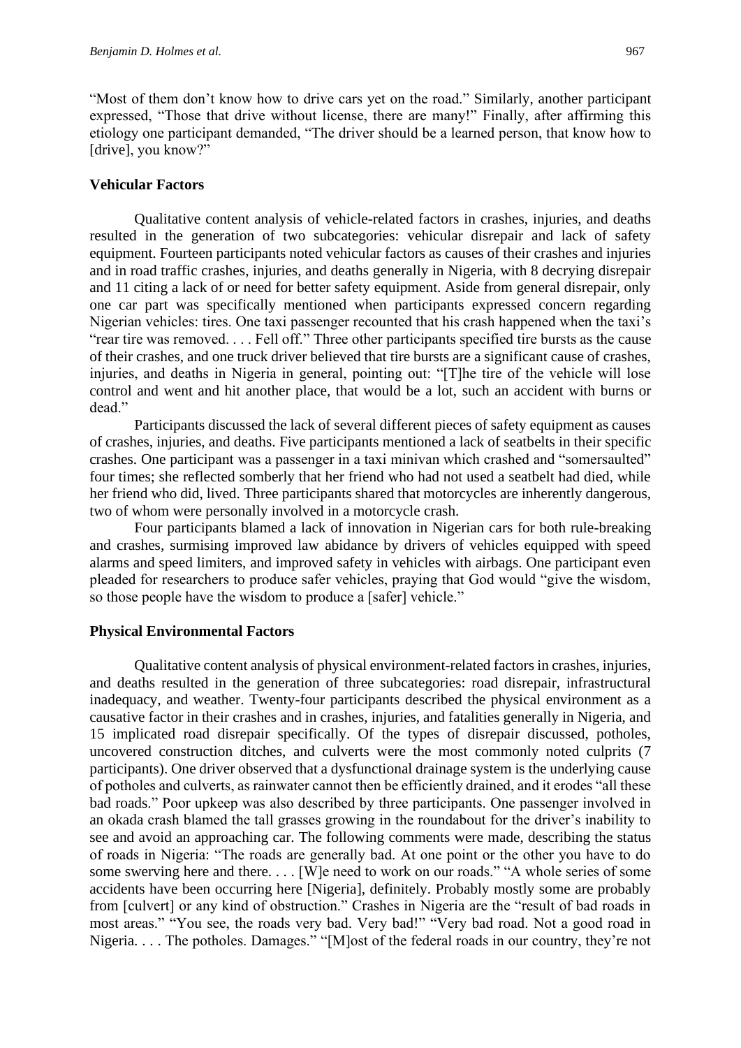"Most of them don't know how to drive cars yet on the road." Similarly, another participant expressed, "Those that drive without license, there are many!" Finally, after affirming this etiology one participant demanded, "The driver should be a learned person, that know how to [drive], you know?"

### Vehicular Factors

Qualitative content analysis of vehicle-related factors in crashes, injuries, and deaths resulted in the generation of two subcategories: vehicular disrepair and lack of safety equipment. Fourteen participants noted vehicular factors as causes of their crashes and injuries and in road traffic crashes, injuries, and deaths generally in Nigeria, with 8 decrying disrepair and 11 citing a lack of or need for better safety equipment. Aside from general disrepair, only one car part was specifically mentioned when participants expressed concern regarding Nigerian vehicles: tires. One taxi passenger recounted that his crash happened when the taxi's "rear tire was removed. . . . Fell off." Three other participants specified tire bursts as the cause of their crashes, and one truck driver believed that tire bursts are a significant cause of crashes, injuries, and deaths in Nigeria in general, pointing out: "[T]he tire of the vehicle will lose control and went and hit another place, that would be a lot, such an accident with burns or dead."

Participants discussed the lack of several different pieces of safety equipment as causes of crashes, injuries, and deaths. Five participants mentioned a lack of seatbelts in their specific crashes. One participant was a passenger in a taxi minivan which crashed and "somersaulted" four times; she reflected somberly that her friend who had not used a seatbelt had died, while her friend who did, lived. Three participants shared that motorcycles are inherently dangerous, two of whom were personally involved in a motorcycle crash.

Four participants blamed a lack of innovation in Nigerian cars for both rule-breaking and crashes, surmising improved law abidance by drivers of vehicles equipped with speed alarms and speed limiters, and improved safety in vehicles with airbags. One participant even pleaded for researchers to produce safer vehicles, praying that God would "give the wisdom, so those people have the wisdom to produce a [safer] vehicle."

### Physical Environmental Factors

Qualitative content analysis of physical environment-related factors in crashes, injuries, and deaths resulted in the generation of three subcategories: road disrepair, infrastructural inadequacy, and weather. Twenty-four participants described the physical environment as a causative factor in their crashes and in crashes, injuries, and fatalities generally in Nigeria, and 15 implicated road disrepair specifically. Of the types of disrepair discussed, potholes, uncovered construction ditches, and culverts were the most commonly noted culprits (7 participants). One driver observed that a dysfunctional drainage system is the underlying cause of potholes and culverts, as rainwater cannot then be efficiently drained, and it erodes "all these bad roads." Poor upkeep was also described by three participants. One passenger involved in an okada crash blamed the tall grasses growing in the roundabout for the driver's inability to see and avoid an approaching car. The following comments were made, describing the status of roads in Nigeria: "The roads are generally bad. At one point or the other you have to do some swerving here and there. . . . [W]e need to work on our roads." "A whole series of some accidents have been occurring here [Nigeria], definitely. Probably mostly some are probably from [culvert] or any kind of obstruction." Crashes in Nigeria are the "result of bad roads in most areas." "You see, the roads very bad. Very bad!" "Very bad road. Not a good road in Nigeria. . . . The potholes. Damages." "[M]ost of the federal roads in our country, they're not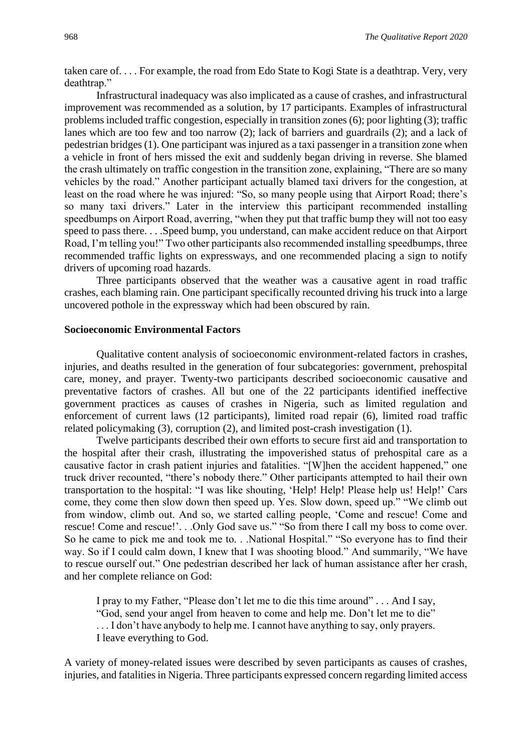taken care of. . . . For example, the road from Edo State to Kogi State is a deathtrap. Very, very deathtrap."

Infrastructural inadequacy was also implicated as a cause of crashes, and infrastructural improvement was recommended as a solution, by 17 participants. Examples of infrastructural problems included traffic congestion, especially in transition zones (6); poor lighting (3); traffic lanes which are too few and too narrow (2); lack of barriers and guardrails (2); and a lack of pedestrian bridges (1). One participant was injured as a taxi passenger in a transition zone when a vehicle in front of hers missed the exit and suddenly began driving in reverse. She blamed the crash ultimately on traffic congestion in the transition zone, explaining, "There are so many vehicles by the road." Another participant actually blamed taxi drivers for the congestion, at least on the road where he was injured: "So, so many people using that Airport Road; there's so many taxi drivers." Later in the interview this participant recommended installing speedbumps on Airport Road, averring, "when they put that traffic bump they will not too easy speed to pass there. . . .Speed bump, you understand, can make accident reduce on that Airport Road, I'm telling you!" Two other participants also recommended installing speedbumps, three recommended traffic lights on expressways, and one recommended placing a sign to notify drivers of upcoming road hazards.

Three participants observed that the weather was a causative agent in road traffic crashes, each blaming rain. One participant specifically recounted driving his truck into a large uncovered pothole in the expressway which had been obscured by rain.

### Socioeconomic Environmental Factors

Qualitative content analysis of socioeconomic environment-related factors in crashes, injuries, and deaths resulted in the generation of four subcategories: government, prehospital care, money, and prayer. Twenty-two participants described socioeconomic causative and preventative factors of crashes. All but one of the 22 participants identified ineffective government practices as causes of crashes in Nigeria, such as limited regulation and enforcement of current laws (12 participants), limited road repair (6), limited road traffic related policymaking (3), corruption (2), and limited post-crash investigation (1).

Twelve participants described their own efforts to secure first aid and transportation to the hospital after their crash, illustrating the impoverished status of prehospital care as a causative factor in crash patient injuries and fatalities. "[W]hen the accident happened," one truck driver recounted, "there's nobody there." Other participants attempted to hail their own transportation to the hospital: "I was like shouting, 'Help! Help! Please help us! Help!' Cars come, they come then slow down then speed up. Yes. Slow down, speed up." "We climb out from window, climb out. And so, we started calling people, 'Come and rescue! Come and rescue! Come and rescue!'. . .Only God save us." "So from there I call my boss to come over. So he came to pick me and took me to. . .National Hospital." "So everyone has to find their way. So if I could calm down, I knew that I was shooting blood." And summarily, "We have to rescue ourself out." One pedestrian described her lack of human assistance after her crash, and her complete reliance on God:

> I pray to my Father, "Please don't let me to die this time around" . . . And I say, "God, send your angel from heaven to come and help me. Don't let me to die" . . . I don't have anybody to help me. I cannot have anything to say, only prayers. I leave everything to God.

A variety of money-related issues were described by seven participants as causes of crashes, injuries, and fatalities in Nigeria. Three participants expressed concern regarding limited access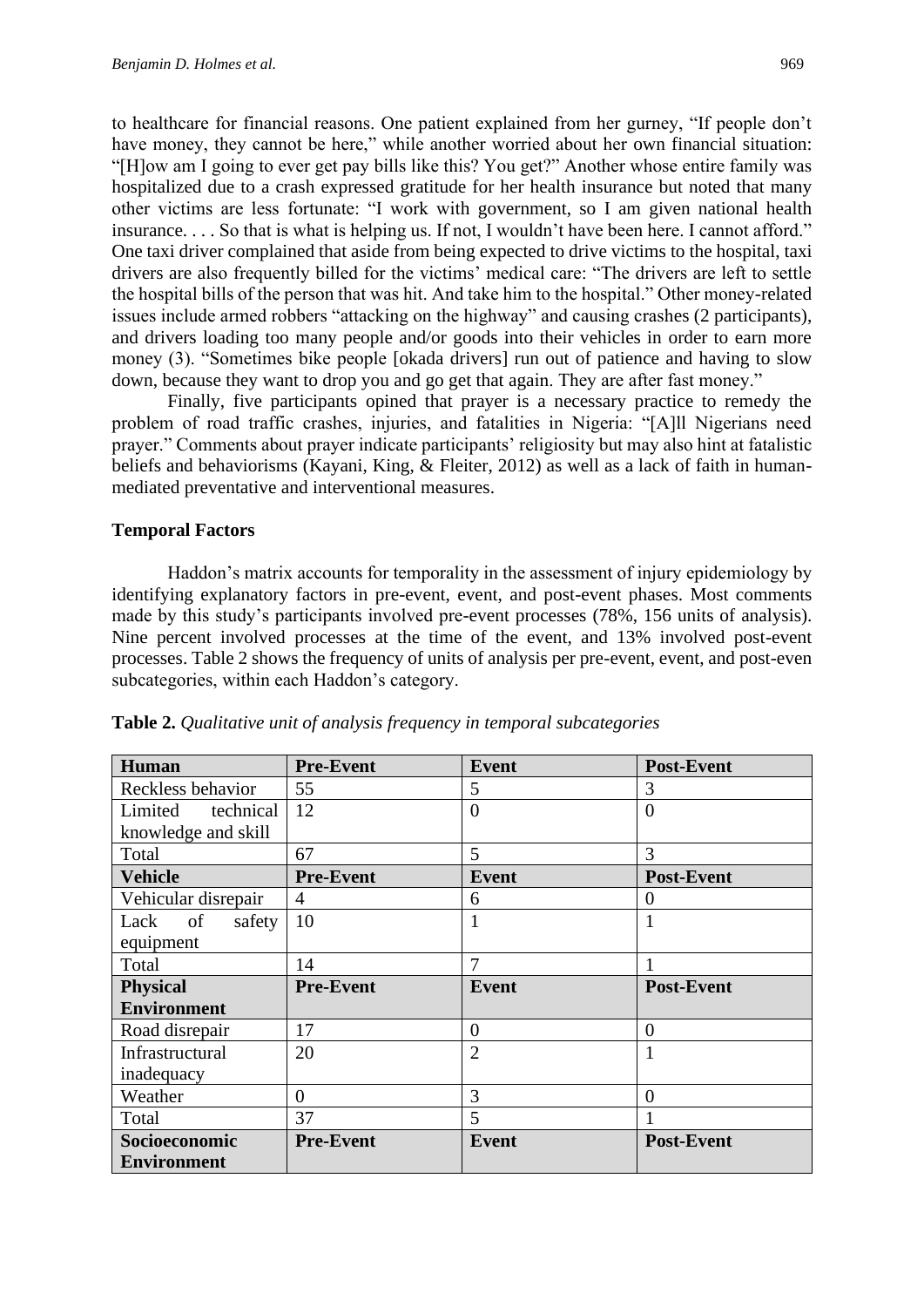to healthcare for financial reasons. One patient explained from her gurney, "If people don't have money, they cannot be here," while another worried about her own financial situation: "[H]ow am I going to ever get pay bills like this? You get?" Another whose entire family was hospitalized due to a crash expressed gratitude for her health insurance but noted that many other victims are less fortunate: "I work with government, so I am given national health insurance. . . . So that is what is helping us. If not, I wouldn't have been here. I cannot afford." One taxi driver complained that aside from being expected to drive victims to the hospital, taxi drivers are also frequently billed for the victims' medical care: "The drivers are left to settle the hospital bills of the person that was hit. And take him to the hospital." Other money-related issues include armed robbers "attacking on the highway" and causing crashes (2 participants), and drivers loading too many people and/or goods into their vehicles in order to earn more money (3). "Sometimes bike people [okada drivers] run out of patience and having to slow down, because they want to drop you and go get that again. They are after fast money."

Finally, five participants opined that prayer is a necessary practice to remedy the problem of road traffic crashes, injuries, and fatalities in Nigeria: "[A]ll Nigerians need prayer." Comments about prayer indicate participants' religiosity but may also hint at fatalistic beliefs and behaviorisms (Kayani, King, & Fleiter, 2012) as well as a lack of faith in human-mediated preventative and interventional measures.

**Temporal Factors**

Haddon's matrix accounts for temporality in the assessment of injury epidemiology by identifying explanatory factors in pre-event, event, and post-event phases. Most comments made by this study's participants involved pre-event processes (78%, 156 units of analysis). Nine percent involved processes at the time of the event, and 13% involved post-event processes. Table 2 shows the frequency of units of analysis per pre-event, event, and post-even subcategories, within each Haddon's category.

**Table 2.** *Qualitative unit of analysis frequency in temporal subcategories*

| **Human** | **Pre-Event** | **Event** | **Post-Event** |
|---|---|---|---|
| Reckless behavior | 55 | 5 | 3 |
| Limited technical knowledge and skill | 12 | 0 | 0 |
| Total | 67 | 5 | 3 |
| **Vehicle** | **Pre-Event** | **Event** | **Post-Event** |
| Vehicular disrepair | 4 | 6 | 0 |
| Lack of safety equipment | 10 | 1 | 1 |
| Total | 14 | 7 | 1 |
| **Physical Environment** | **Pre-Event** | **Event** | **Post-Event** |
| Road disrepair | 17 | 0 | 0 |
| Infrastructural inadequacy | 20 | 2 | 1 |
| Weather | 0 | 3 | 0 |
| Total | 37 | 5 | 1 |
| **Socioeconomic Environment** | **Pre-Event** | **Event** | **Post-Event** |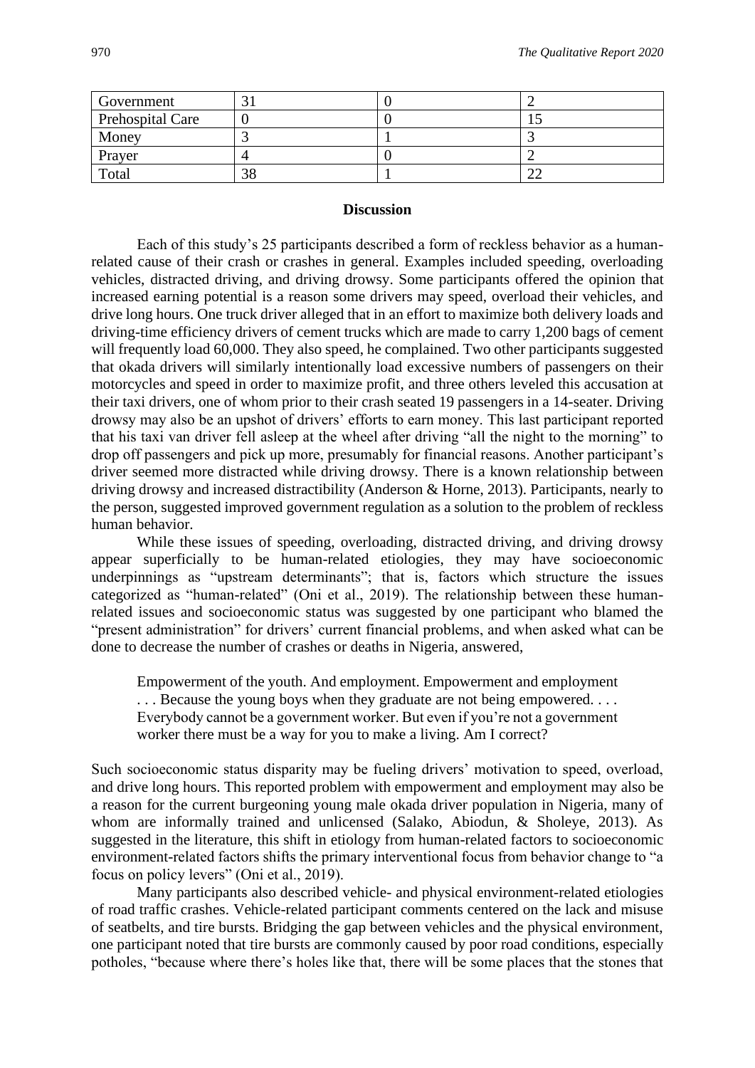| Government | 31 | 0 | 2 |
|---|---|---|---|
| Prehospital Care | 0 | 0 | 15 |
| Money | 3 | 1 | 3 |
| Prayer | 4 | 0 | 2 |
| Total | 38 | 1 | 22 |

## Discussion

Each of this study's 25 participants described a form of reckless behavior as a human-related cause of their crash or crashes in general. Examples included speeding, overloading vehicles, distracted driving, and driving drowsy. Some participants offered the opinion that increased earning potential is a reason some drivers may speed, overload their vehicles, and drive long hours. One truck driver alleged that in an effort to maximize both delivery loads and driving-time efficiency drivers of cement trucks which are made to carry 1,200 bags of cement will frequently load 60,000. They also speed, he complained. Two other participants suggested that okada drivers will similarly intentionally load excessive numbers of passengers on their motorcycles and speed in order to maximize profit, and three others leveled this accusation at their taxi drivers, one of whom prior to their crash seated 19 passengers in a 14-seater. Driving drowsy may also be an upshot of drivers' efforts to earn money. This last participant reported that his taxi van driver fell asleep at the wheel after driving "all the night to the morning" to drop off passengers and pick up more, presumably for financial reasons. Another participant's driver seemed more distracted while driving drowsy. There is a known relationship between driving drowsy and increased distractibility (Anderson & Horne, 2013). Participants, nearly to the person, suggested improved government regulation as a solution to the problem of reckless human behavior.

While these issues of speeding, overloading, distracted driving, and driving drowsy appear superficially to be human-related etiologies, they may have socioeconomic underpinnings as "upstream determinants"; that is, factors which structure the issues categorized as "human-related" (Oni et al., 2019). The relationship between these human-related issues and socioeconomic status was suggested by one participant who blamed the "present administration" for drivers' current financial problems, and when asked what can be done to decrease the number of crashes or deaths in Nigeria, answered,

> Empowerment of the youth. And employment. Empowerment and employment . . . Because the young boys when they graduate are not being empowered. . . . Everybody cannot be a government worker. But even if you're not a government worker there must be a way for you to make a living. Am I correct?

Such socioeconomic status disparity may be fueling drivers' motivation to speed, overload, and drive long hours. This reported problem with empowerment and employment may also be a reason for the current burgeoning young male okada driver population in Nigeria, many of whom are informally trained and unlicensed (Salako, Abiodun, & Sholeye, 2013). As suggested in the literature, this shift in etiology from human-related factors to socioeconomic environment-related factors shifts the primary interventional focus from behavior change to "a focus on policy levers" (Oni et al., 2019).

Many participants also described vehicle- and physical environment-related etiologies of road traffic crashes. Vehicle-related participant comments centered on the lack and misuse of seatbelts, and tire bursts. Bridging the gap between vehicles and the physical environment, one participant noted that tire bursts are commonly caused by poor road conditions, especially potholes, "because where there's holes like that, there will be some places that the stones that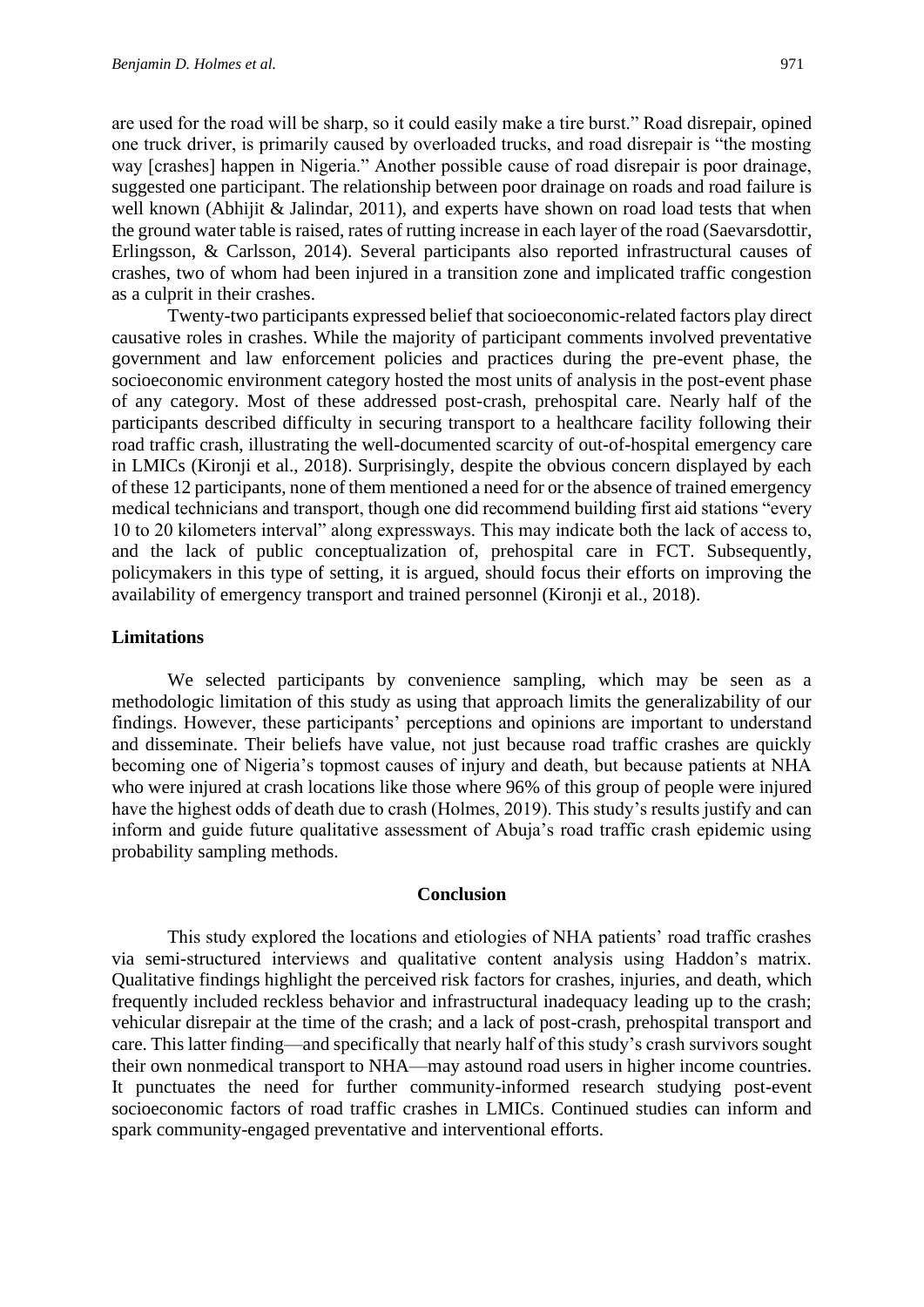are used for the road will be sharp, so it could easily make a tire burst." Road disrepair, opined one truck driver, is primarily caused by overloaded trucks, and road disrepair is "the mosting way [crashes] happen in Nigeria." Another possible cause of road disrepair is poor drainage, suggested one participant. The relationship between poor drainage on roads and road failure is well known (Abhijit & Jalindar, 2011), and experts have shown on road load tests that when the ground water table is raised, rates of rutting increase in each layer of the road (Saevarsdottir, Erlingsson, & Carlsson, 2014). Several participants also reported infrastructural causes of crashes, two of whom had been injured in a transition zone and implicated traffic congestion as a culprit in their crashes.

Twenty-two participants expressed belief that socioeconomic-related factors play direct causative roles in crashes. While the majority of participant comments involved preventative government and law enforcement policies and practices during the pre-event phase, the socioeconomic environment category hosted the most units of analysis in the post-event phase of any category. Most of these addressed post-crash, prehospital care. Nearly half of the participants described difficulty in securing transport to a healthcare facility following their road traffic crash, illustrating the well-documented scarcity of out-of-hospital emergency care in LMICs (Kironji et al., 2018). Surprisingly, despite the obvious concern displayed by each of these 12 participants, none of them mentioned a need for or the absence of trained emergency medical technicians and transport, though one did recommend building first aid stations "every 10 to 20 kilometers interval" along expressways. This may indicate both the lack of access to, and the lack of public conceptualization of, prehospital care in FCT. Subsequently, policymakers in this type of setting, it is argued, should focus their efforts on improving the availability of emergency transport and trained personnel (Kironji et al., 2018).

### Limitations

We selected participants by convenience sampling, which may be seen as a methodologic limitation of this study as using that approach limits the generalizability of our findings. However, these participants' perceptions and opinions are important to understand and disseminate. Their beliefs have value, not just because road traffic crashes are quickly becoming one of Nigeria's topmost causes of injury and death, but because patients at NHA who were injured at crash locations like those where 96% of this group of people were injured have the highest odds of death due to crash (Holmes, 2019). This study's results justify and can inform and guide future qualitative assessment of Abuja's road traffic crash epidemic using probability sampling methods.

## Conclusion

This study explored the locations and etiologies of NHA patients' road traffic crashes via semi-structured interviews and qualitative content analysis using Haddon's matrix. Qualitative findings highlight the perceived risk factors for crashes, injuries, and death, which frequently included reckless behavior and infrastructural inadequacy leading up to the crash; vehicular disrepair at the time of the crash; and a lack of post-crash, prehospital transport and care. This latter finding—and specifically that nearly half of this study's crash survivors sought their own nonmedical transport to NHA—may astound road users in higher income countries. It punctuates the need for further community-informed research studying post-event socioeconomic factors of road traffic crashes in LMICs. Continued studies can inform and spark community-engaged preventative and interventional efforts.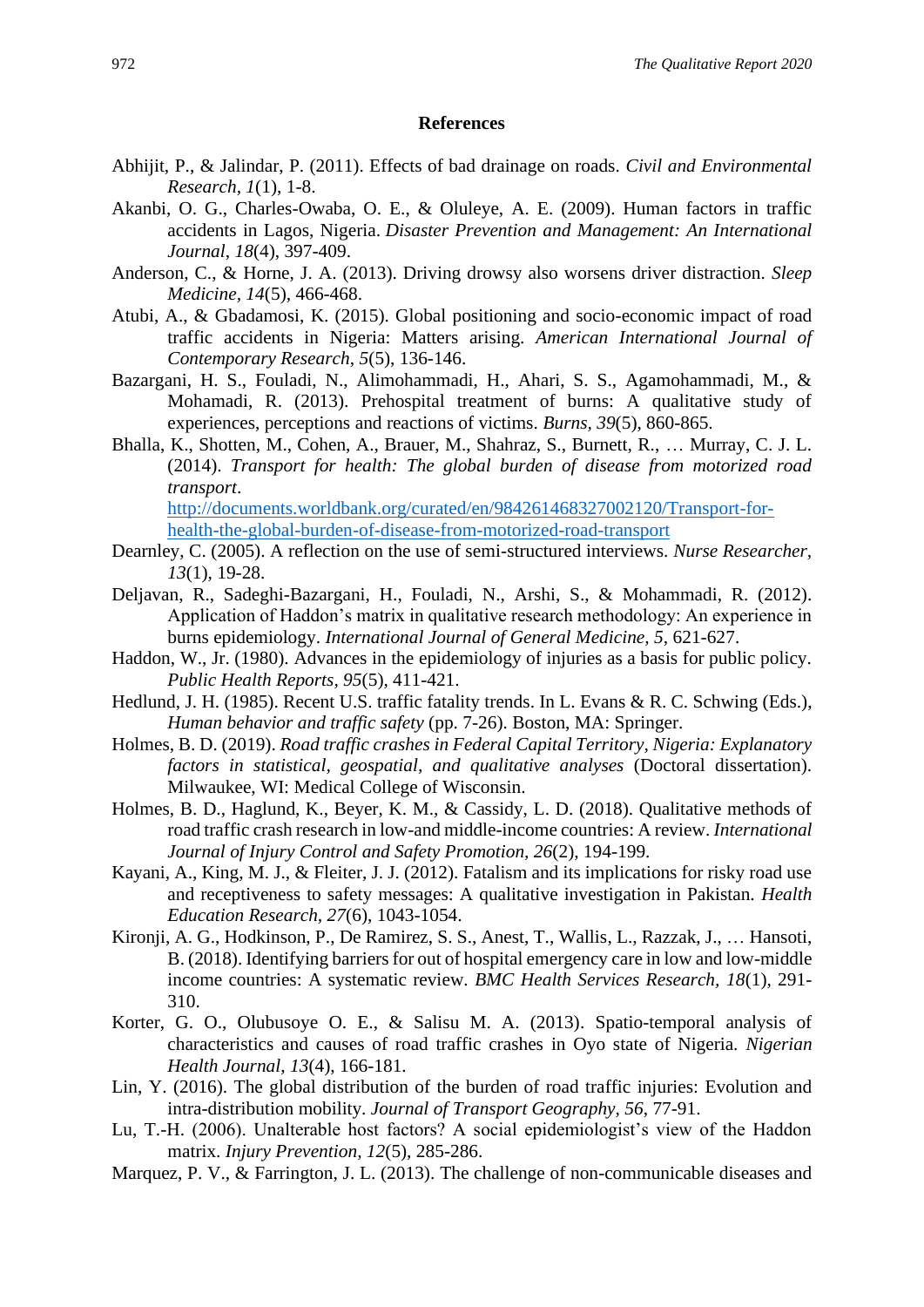## References

Abhijit, P., & Jalindar, P. (2011). Effects of bad drainage on roads. *Civil and Environmental Research, 1*(1), 1-8.

Akanbi, O. G., Charles-Owaba, O. E., & Oluleye, A. E. (2009). Human factors in traffic accidents in Lagos, Nigeria. *Disaster Prevention and Management: An International Journal*, *18*(4), 397-409.

Anderson, C., & Horne, J. A. (2013). Driving drowsy also worsens driver distraction. *Sleep Medicine, 14*(5), 466-468.

Atubi, A., & Gbadamosi, K. (2015). Global positioning and socio-economic impact of road traffic accidents in Nigeria: Matters arising. *American International Journal of Contemporary Research*, *5*(5), 136-146.

Bazargani, H. S., Fouladi, N., Alimohammadi, H., Ahari, S. S., Agamohammadi, M., & Mohamadi, R. (2013). Prehospital treatment of burns: A qualitative study of experiences, perceptions and reactions of victims. *Burns, 39*(5), 860-865.

Bhalla, K., Shotten, M., Cohen, A., Brauer, M., Shahraz, S., Burnett, R., … Murray, C. J. L. (2014). *Transport for health: The global burden of disease from motorized road transport*. [http://documents.worldbank.org/curated/en/984261468327002120/Transport-for-health-the-global-burden-of-disease-from-motorized-road-transport](http://documents.worldbank.org/curated/en/984261468327002120/Transport-for-health-the-global-burden-of-disease-from-motorized-road-transport)

Dearnley, C. (2005). A reflection on the use of semi-structured interviews. *Nurse Researcher, 13*(1), 19-28.

Deljavan, R., Sadeghi-Bazargani, H., Fouladi, N., Arshi, S., & Mohammadi, R. (2012). Application of Haddon's matrix in qualitative research methodology: An experience in burns epidemiology. *International Journal of General Medicine*, *5*, 621-627.

Haddon, W., Jr. (1980). Advances in the epidemiology of injuries as a basis for public policy. *Public Health Reports, 95*(5), 411-421.

Hedlund, J. H. (1985). Recent U.S. traffic fatality trends. In L. Evans & R. C. Schwing (Eds.), *Human behavior and traffic safety* (pp. 7-26). Boston, MA: Springer.

Holmes, B. D. (2019). *Road traffic crashes in Federal Capital Territory, Nigeria: Explanatory factors in statistical, geospatial, and qualitative analyses* (Doctoral dissertation). Milwaukee, WI: Medical College of Wisconsin.

Holmes, B. D., Haglund, K., Beyer, K. M., & Cassidy, L. D. (2018). Qualitative methods of road traffic crash research in low-and middle-income countries: A review. *International Journal of Injury Control and Safety Promotion, 26*(2), 194-199.

Kayani, A., King, M. J., & Fleiter, J. J. (2012). Fatalism and its implications for risky road use and receptiveness to safety messages: A qualitative investigation in Pakistan. *Health Education Research, 27*(6), 1043-1054.

Kironji, A. G., Hodkinson, P., De Ramirez, S. S., Anest, T., Wallis, L., Razzak, J., … Hansoti, B. (2018). Identifying barriers for out of hospital emergency care in low and low-middle income countries: A systematic review. *BMC Health Services Research, 18*(1), 291-310.

Korter, G. O., Olubusoye O. E., & Salisu M. A. (2013). Spatio-temporal analysis of characteristics and causes of road traffic crashes in Oyo state of Nigeria. *Nigerian Health Journal*, *13*(4), 166-181.

Lin, Y. (2016). The global distribution of the burden of road traffic injuries: Evolution and intra-distribution mobility. *Journal of Transport Geography*, *56*, 77-91.

Lu, T.-H. (2006). Unalterable host factors? A social epidemiologist's view of the Haddon matrix. *Injury Prevention, 12*(5), 285-286.

Marquez, P. V., & Farrington, J. L. (2013). The challenge of non-communicable diseases and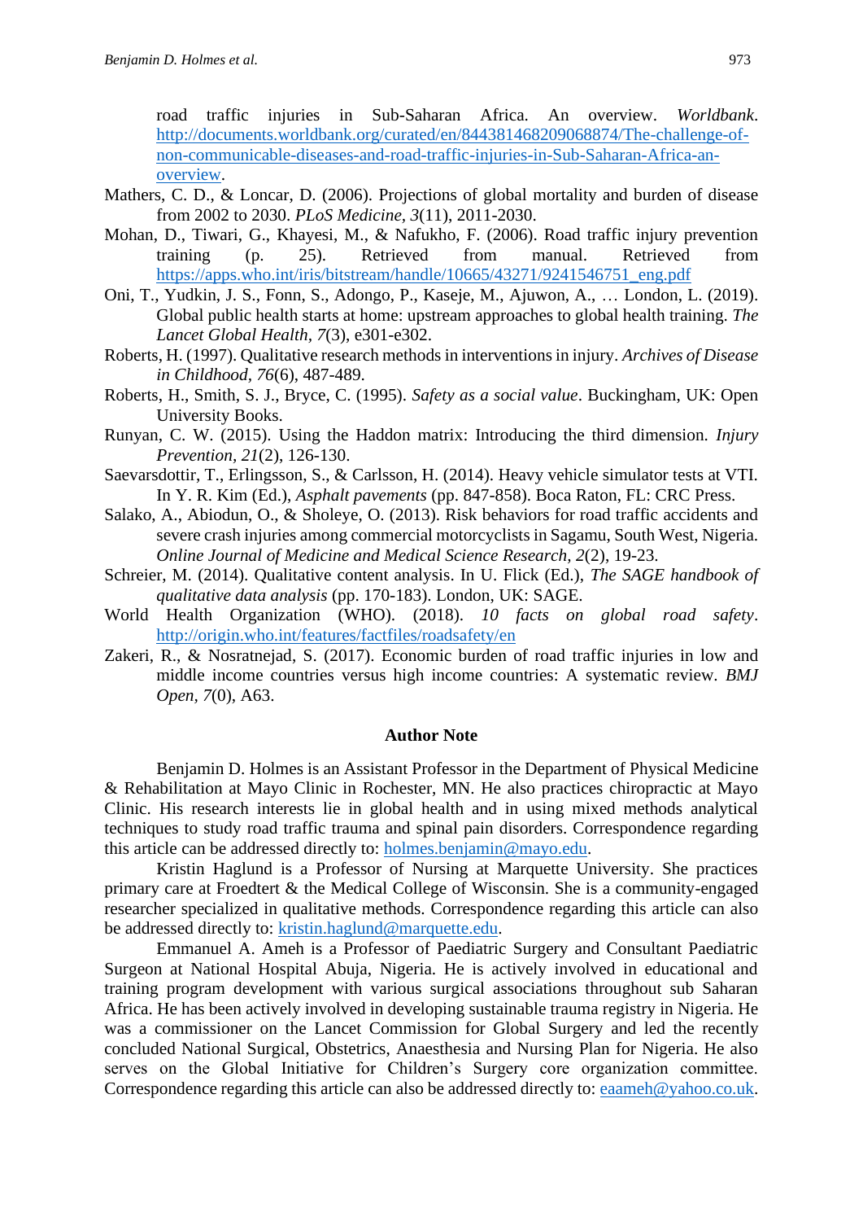road traffic injuries in Sub-Saharan Africa. An overview. *Worldbank*. http://documents.worldbank.org/curated/en/844381468209068874/The-challenge-of-non-communicable-diseases-and-road-traffic-injuries-in-Sub-Saharan-Africa-an-overview.

Mathers, C. D., & Loncar, D. (2006). Projections of global mortality and burden of disease from 2002 to 2030. *PLoS Medicine, 3*(11), 2011-2030.

Mohan, D., Tiwari, G., Khayesi, M., & Nafukho, F. (2006). Road traffic injury prevention training (p. 25). Retrieved from manual. Retrieved from https://apps.who.int/iris/bitstream/handle/10665/43271/9241546751_eng.pdf

Oni, T., Yudkin, J. S., Fonn, S., Adongo, P., Kaseje, M., Ajuwon, A., … London, L. (2019). Global public health starts at home: upstream approaches to global health training. *The Lancet Global Health*, *7*(3), e301-e302.

Roberts, H. (1997). Qualitative research methods in interventions in injury. *Archives of Disease in Childhood, 76*(6), 487-489.

Roberts, H., Smith, S. J., Bryce, C. (1995). *Safety as a social value*. Buckingham, UK: Open University Books.

Runyan, C. W. (2015). Using the Haddon matrix: Introducing the third dimension. *Injury Prevention, 21*(2), 126-130.

Saevarsdottir, T., Erlingsson, S., & Carlsson, H. (2014). Heavy vehicle simulator tests at VTI. In Y. R. Kim (Ed.), *Asphalt pavements* (pp. 847-858). Boca Raton, FL: CRC Press.

Salako, A., Abiodun, O., & Sholeye, O. (2013). Risk behaviors for road traffic accidents and severe crash injuries among commercial motorcyclists in Sagamu, South West, Nigeria. *Online Journal of Medicine and Medical Science Research, 2*(2), 19-23.

Schreier, M. (2014). Qualitative content analysis. In U. Flick (Ed.), *The SAGE handbook of qualitative data analysis* (pp. 170-183). London, UK: SAGE.

World Health Organization (WHO). (2018). *10 facts on global road safety*. http://origin.who.int/features/factfiles/roadsafety/en

Zakeri, R., & Nosratnejad, S. (2017). Economic burden of road traffic injuries in low and middle income countries versus high income countries: A systematic review. *BMJ Open, 7*(0), A63.

## Author Note

Benjamin D. Holmes is an Assistant Professor in the Department of Physical Medicine & Rehabilitation at Mayo Clinic in Rochester, MN. He also practices chiropractic at Mayo Clinic. His research interests lie in global health and in using mixed methods analytical techniques to study road traffic trauma and spinal pain disorders. Correspondence regarding this article can be addressed directly to: holmes.benjamin@mayo.edu.

Kristin Haglund is a Professor of Nursing at Marquette University. She practices primary care at Froedtert & the Medical College of Wisconsin. She is a community-engaged researcher specialized in qualitative methods. Correspondence regarding this article can also be addressed directly to: kristin.haglund@marquette.edu.

Emmanuel A. Ameh is a Professor of Paediatric Surgery and Consultant Paediatric Surgeon at National Hospital Abuja, Nigeria. He is actively involved in educational and training program development with various surgical associations throughout sub Saharan Africa. He has been actively involved in developing sustainable trauma registry in Nigeria. He was a commissioner on the Lancet Commission for Global Surgery and led the recently concluded National Surgical, Obstetrics, Anaesthesia and Nursing Plan for Nigeria. He also serves on the Global Initiative for Children's Surgery core organization committee. Correspondence regarding this article can also be addressed directly to: eaameh@yahoo.co.uk.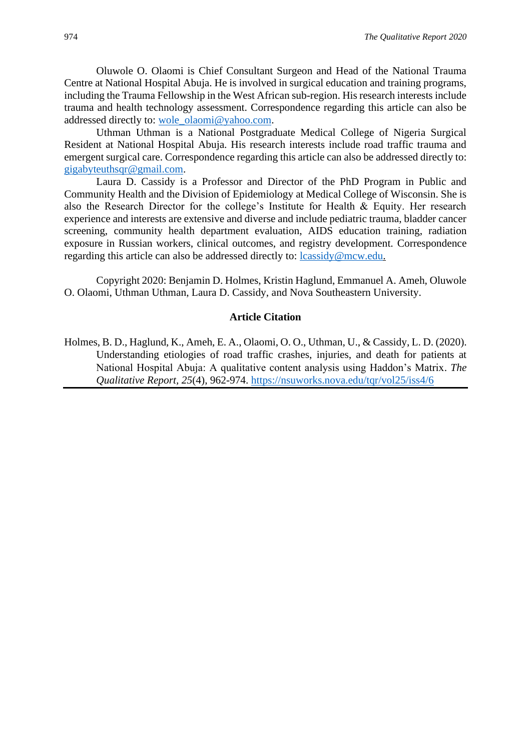Oluwole O. Olaomi is Chief Consultant Surgeon and Head of the National Trauma Centre at National Hospital Abuja. He is involved in surgical education and training programs, including the Trauma Fellowship in the West African sub-region. His research interests include trauma and health technology assessment. Correspondence regarding this article can also be addressed directly to: wole_olaomi@yahoo.com.

Uthman Uthman is a National Postgraduate Medical College of Nigeria Surgical Resident at National Hospital Abuja. His research interests include road traffic trauma and emergent surgical care. Correspondence regarding this article can also be addressed directly to: gigabyteuthsqr@gmail.com.

Laura D. Cassidy is a Professor and Director of the PhD Program in Public and Community Health and the Division of Epidemiology at Medical College of Wisconsin. She is also the Research Director for the college's Institute for Health & Equity. Her research experience and interests are extensive and diverse and include pediatric trauma, bladder cancer screening, community health department evaluation, AIDS education training, radiation exposure in Russian workers, clinical outcomes, and registry development. Correspondence regarding this article can also be addressed directly to: lcassidy@mcw.edu.

Copyright 2020: Benjamin D. Holmes, Kristin Haglund, Emmanuel A. Ameh, Oluwole O. Olaomi, Uthman Uthman, Laura D. Cassidy, and Nova Southeastern University.

**Article Citation**

Holmes, B. D., Haglund, K., Ameh, E. A., Olaomi, O. O., Uthman, U., & Cassidy, L. D. (2020). Understanding etiologies of road traffic crashes, injuries, and death for patients at National Hospital Abuja: A qualitative content analysis using Haddon's Matrix. *The Qualitative Report*, *25*(4), 962-974. https://nsuworks.nova.edu/tqr/vol25/iss4/6